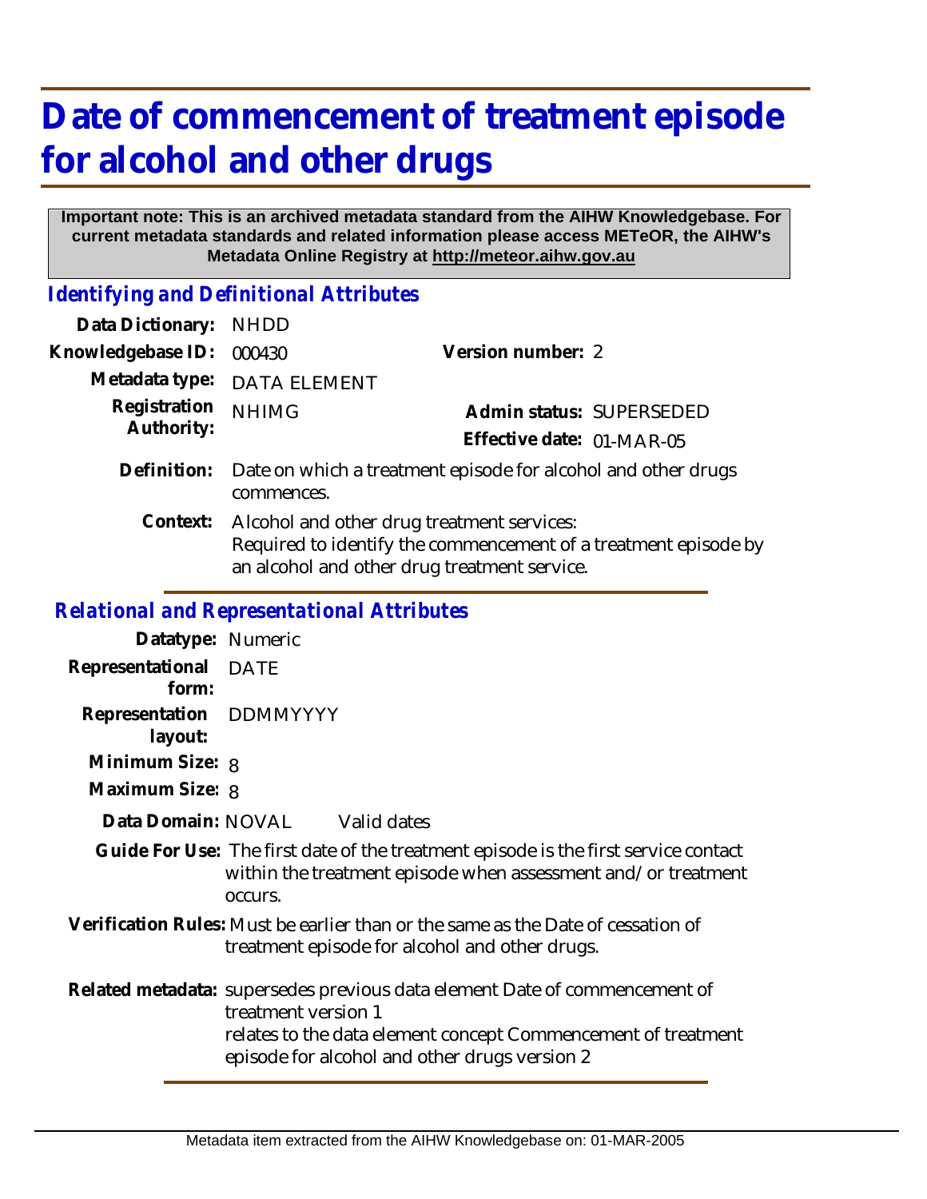# Date of commencement of treatment episode for alcohol and other drugs

**Important note: This is an archived metadata standard from the AIHW Knowledgebase. For current metadata standards and related information please access METeOR, the AIHW's Metadata Online Registry at http://meteor.aihw.gov.au**

## *Identifying and Definitional Attributes*

**Data Dictionary:** NHDD

**Knowledgebase ID:** 000430 **Version number:** 2

**Metadata type:** DATA ELEMENT

**Registration Authority:** NHIMG **Admin status:** SUPERSEDED

**Effective date:** 01-MAR-05

**Definition:** Date on which a treatment episode for alcohol and other drugs commences.

**Context:** Alcohol and other drug treatment services:
Required to identify the commencement of a treatment episode by an alcohol and other drug treatment service.

## *Relational and Representational Attributes*

**Datatype:** Numeric

**Representational form:** DATE

**Representation layout:** DDMMYYYY

**Minimum Size:** 8

**Maximum Size:** 8

**Data Domain:** NOVAL Valid dates

**Guide For Use:** The first date of the treatment episode is the first service contact within the treatment episode when assessment and/or treatment occurs.

**Verification Rules:** Must be earlier than or the same as the Date of cessation of treatment episode for alcohol and other drugs.

**Related metadata:** supersedes previous data element Date of commencement of treatment version 1
relates to the data element concept Commencement of treatment episode for alcohol and other drugs version 2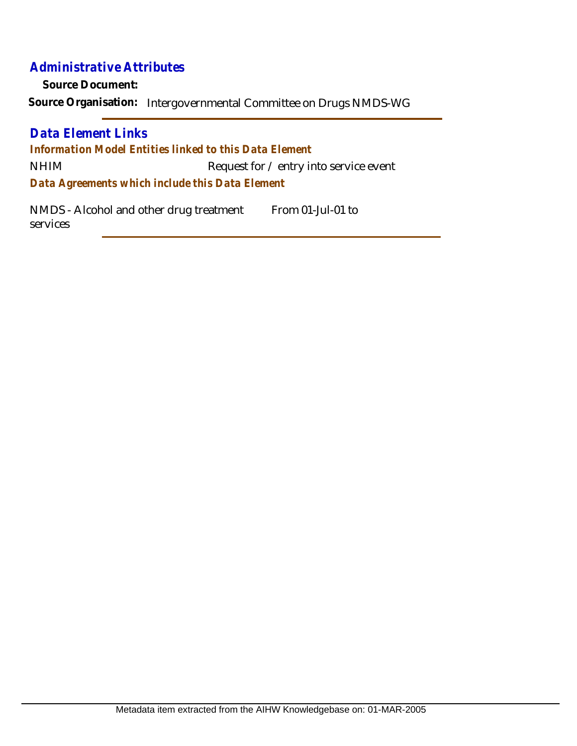## Administrative Attributes

**Source Document:**

**Source Organisation:** Intergovernmental Committee on Drugs NMDS-WG

## Data Element Links

### *Information Model Entities linked to this Data Element*

| | |
|---|---|
| NHIM | Request for / entry into service event |

### *Data Agreements which include this Data Element*

| | |
|---|---|
| NMDS - Alcohol and other drug treatment services | From 01-Jul-01 to |

Metadata item extracted from the AIHW Knowledgebase on: 01-MAR-2005